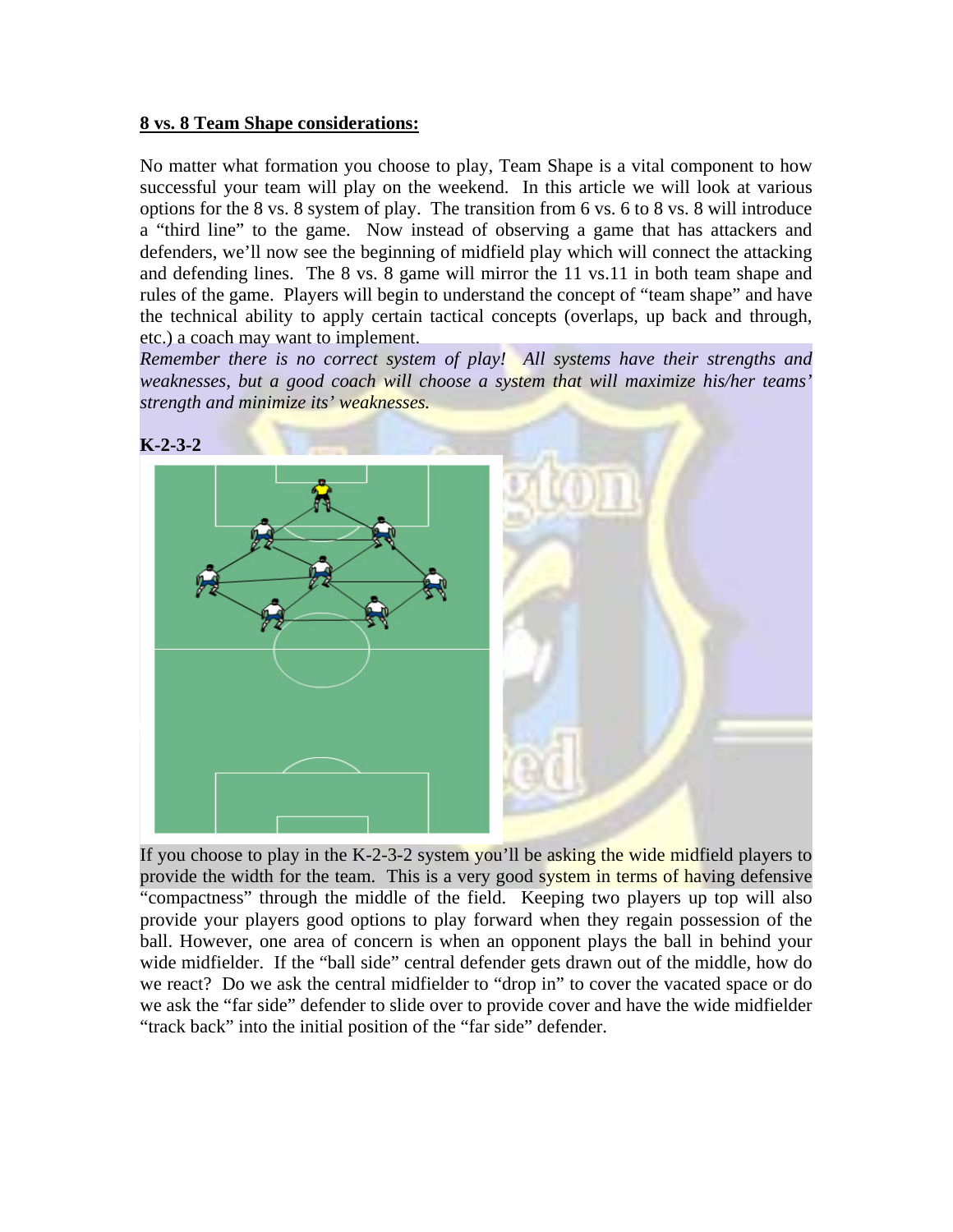**8 vs. 8 Team Shape considerations:**

No matter what formation you choose to play, Team Shape is a vital component to how successful your team will play on the weekend. In this article we will look at various options for the 8 vs. 8 system of play. The transition from 6 vs. 6 to 8 vs. 8 will introduce a "third line" to the game. Now instead of observing a game that has attackers and defenders, we'll now see the beginning of midfield play which will connect the attacking and defending lines. The 8 vs. 8 game will mirror the 11 vs.11 in both team shape and rules of the game. Players will begin to understand the concept of "team shape" and have the technical ability to apply certain tactical concepts (overlaps, up back and through, etc.) a coach may want to implement.

*Remember there is no correct system of play! All systems have their strengths and weaknesses, but a good coach will choose a system that will maximize his/her teams' strength and minimize its' weaknesses.*

**K-2-3-2**

If you choose to play in the K-2-3-2 system you'll be asking the wide midfield players to provide the width for the team. This is a very good system in terms of having defensive "compactness" through the middle of the field. Keeping two players up top will also provide your players good options to play forward when they regain possession of the ball. However, one area of concern is when an opponent plays the ball in behind your wide midfielder. If the "ball side" central defender gets drawn out of the middle, how do we react? Do we ask the central midfielder to "drop in" to cover the vacated space or do we ask the "far side" defender to slide over to provide cover and have the wide midfielder "track back" into the initial position of the "far side" defender.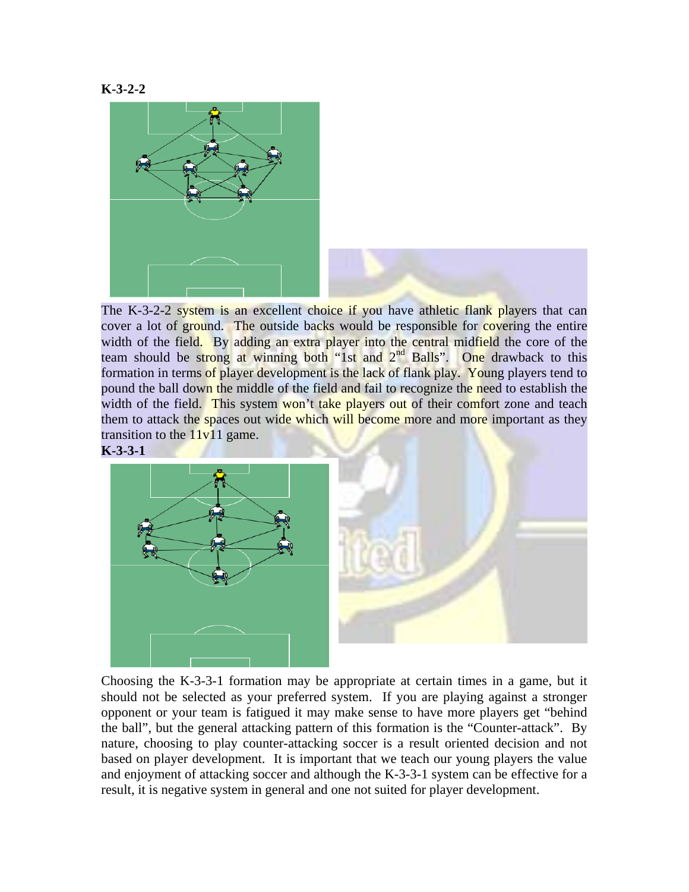**K-3-2-2**

The K-3-2-2 system is an excellent choice if you have athletic flank players that can cover a lot of ground. The outside backs would be responsible for covering the entire width of the field. By adding an extra player into the central midfield the core of the team should be strong at winning both "1st and 2nd Balls". One drawback to this formation in terms of player development is the lack of flank play. Young players tend to pound the ball down the middle of the field and fail to recognize the need to establish the width of the field. This system won't take players out of their comfort zone and teach them to attack the spaces out wide which will become more and more important as they transition to the 11v11 game.

**K-3-3-1**

Choosing the K-3-3-1 formation may be appropriate at certain times in a game, but it should not be selected as your preferred system. If you are playing against a stronger opponent or your team is fatigued it may make sense to have more players get "behind the ball", but the general attacking pattern of this formation is the "Counter-attack". By nature, choosing to play counter-attacking soccer is a result oriented decision and not based on player development. It is important that we teach our young players the value and enjoyment of attacking soccer and although the K-3-3-1 system can be effective for a result, it is negative system in general and one not suited for player development.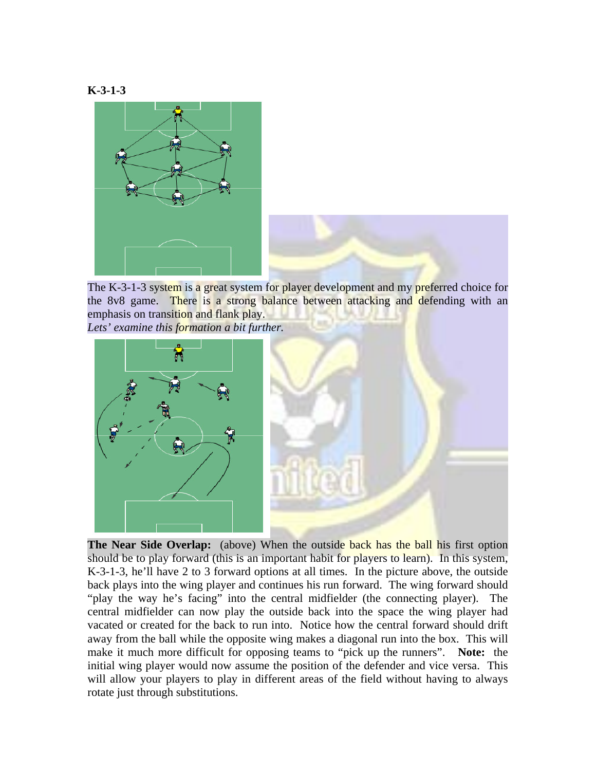**K-3-1-3**

The K-3-1-3 system is a great system for player development and my preferred choice for the 8v8 game. There is a strong balance between attacking and defending with an emphasis on transition and flank play.

*Lets' examine this formation a bit further.*

**The Near Side Overlap:** (above) When the outside back has the ball his first option should be to play forward (this is an important habit for players to learn). In this system, K-3-1-3, he'll have 2 to 3 forward options at all times. In the picture above, the outside back plays into the wing player and continues his run forward. The wing forward should "play the way he's facing" into the central midfielder (the connecting player). The central midfielder can now play the outside back into the space the wing player had vacated or created for the back to run into. Notice how the central forward should drift away from the ball while the opposite wing makes a diagonal run into the box. This will make it much more difficult for opposing teams to "pick up the runners". **Note:** the initial wing player would now assume the position of the defender and vice versa. This will allow your players to play in different areas of the field without having to always rotate just through substitutions.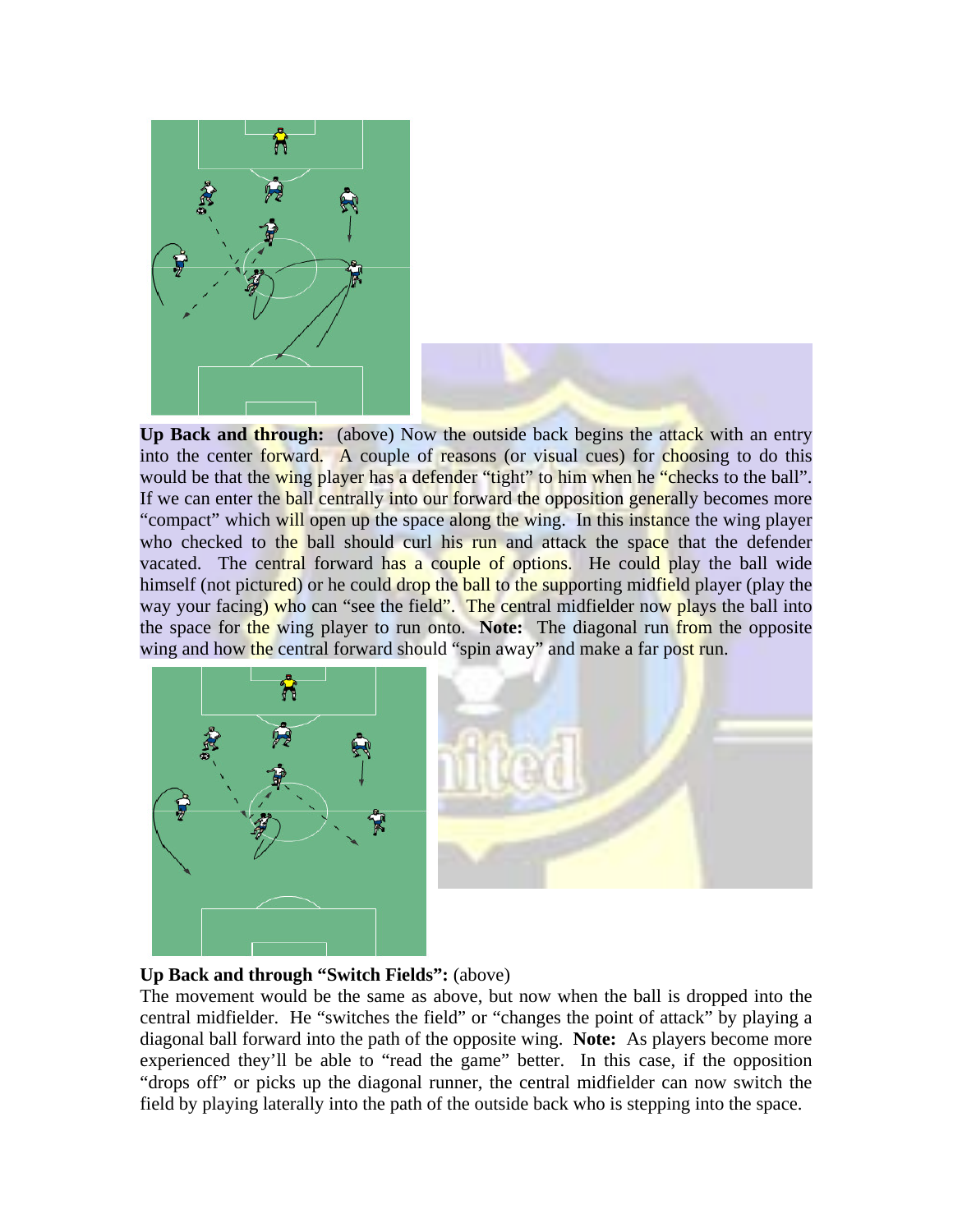**Up Back and through:** (above) Now the outside back begins the attack with an entry into the center forward. A couple of reasons (or visual cues) for choosing to do this would be that the wing player has a defender "tight" to him when he "checks to the ball". If we can enter the ball centrally into our forward the opposition generally becomes more "compact" which will open up the space along the wing. In this instance the wing player who checked to the ball should curl his run and attack the space that the defender vacated. The central forward has a couple of options. He could play the ball wide himself (not pictured) or he could drop the ball to the supporting midfield player (play the way your facing) who can "see the field". The central midfielder now plays the ball into the space for the wing player to run onto. **Note:** The diagonal run from the opposite wing and how the central forward should "spin away" and make a far post run.

**Up Back and through "Switch Fields":** (above)
The movement would be the same as above, but now when the ball is dropped into the central midfielder. He "switches the field" or "changes the point of attack" by playing a diagonal ball forward into the path of the opposite wing. **Note:** As players become more experienced they'll be able to "read the game" better. In this case, if the opposition "drops off" or picks up the diagonal runner, the central midfielder can now switch the field by playing laterally into the path of the outside back who is stepping into the space.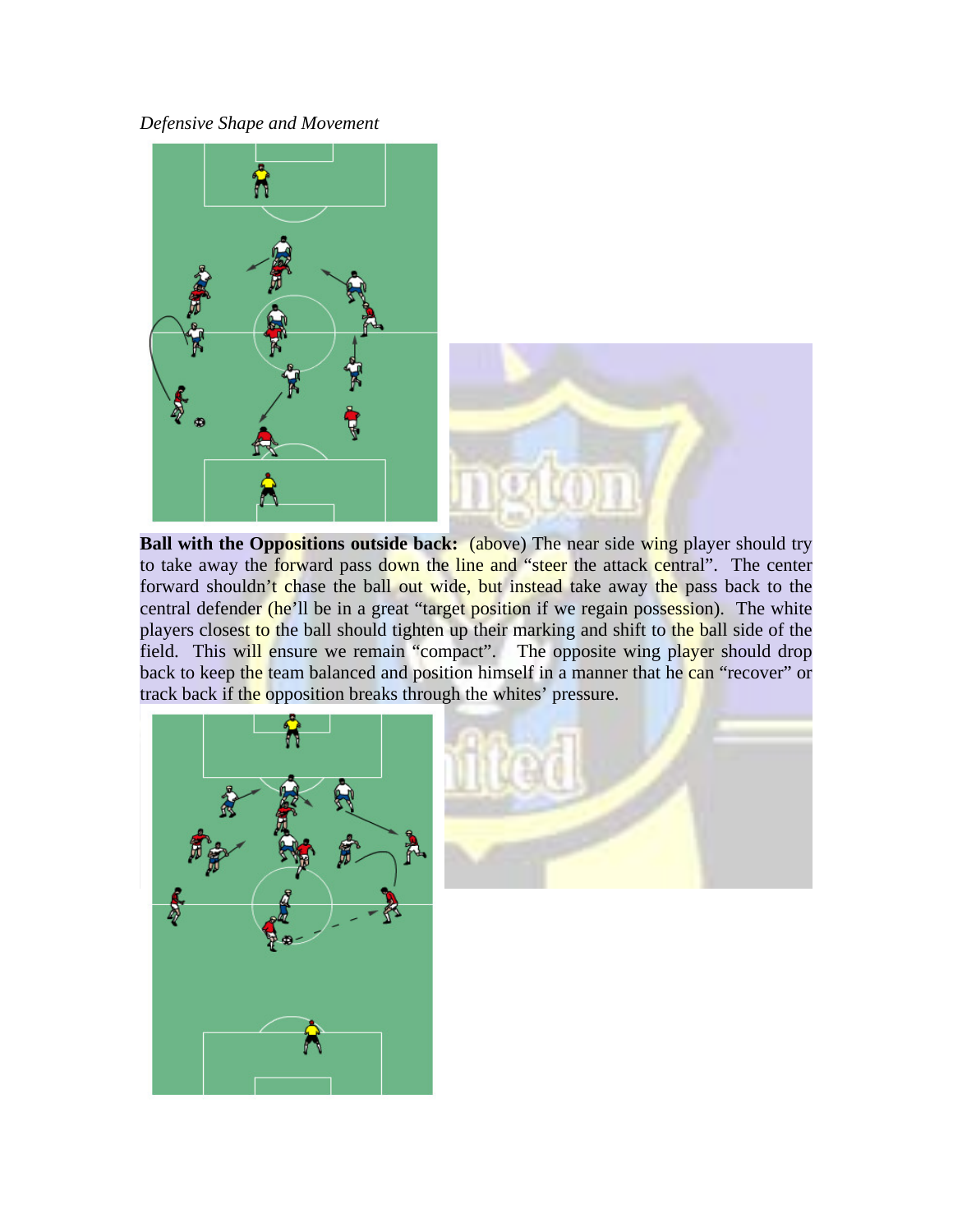*Defensive Shape and Movement*

**Ball with the Oppositions outside back:** (above) The near side wing player should try to take away the forward pass down the line and "steer the attack central". The center forward shouldn't chase the ball out wide, but instead take away the pass back to the central defender (he'll be in a great "target position if we regain possession). The white players closest to the ball should tighten up their marking and shift to the ball side of the field. This will ensure we remain "compact". The opposite wing player should drop back to keep the team balanced and position himself in a manner that he can "recover" or track back if the opposition breaks through the whites' pressure.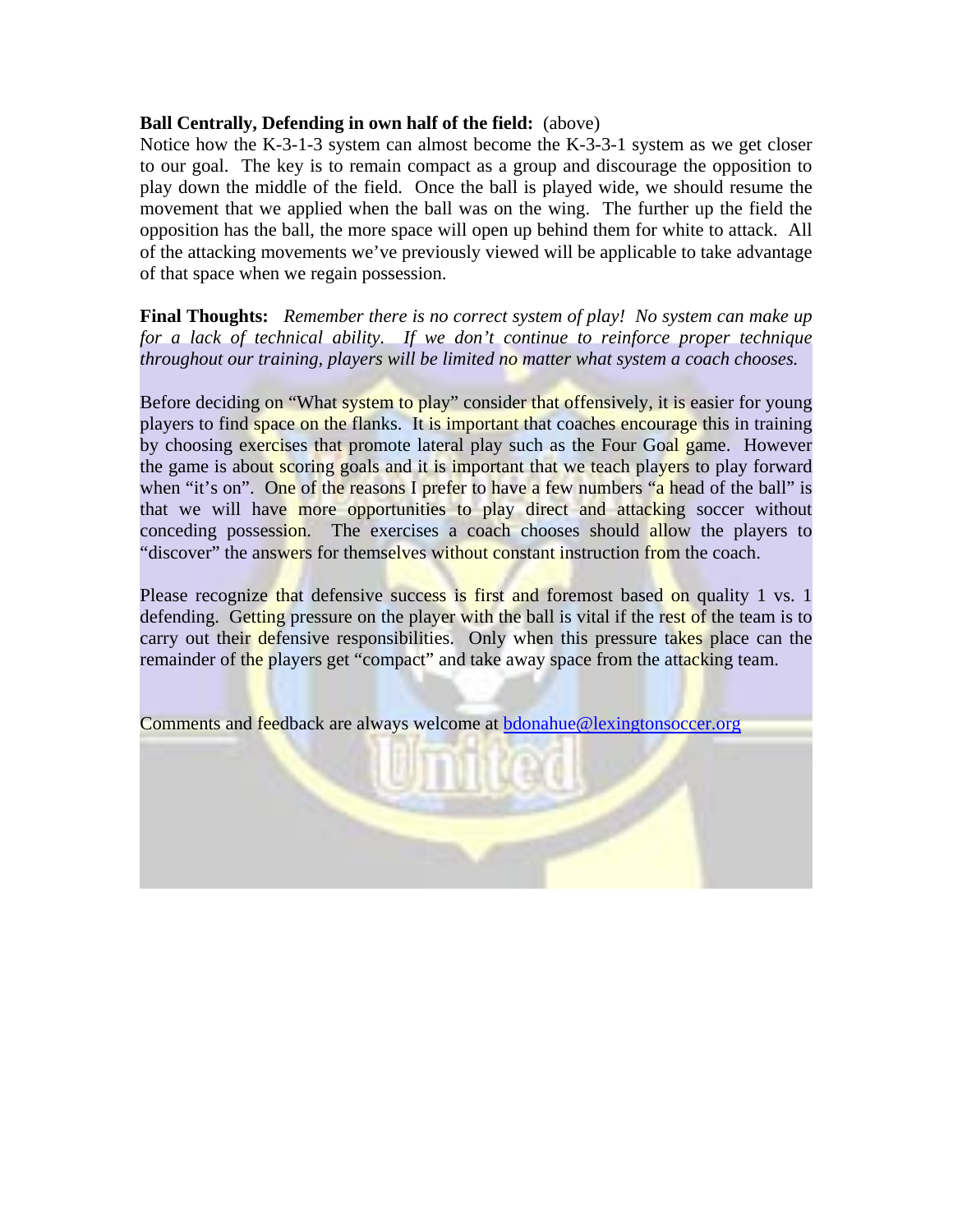**Ball Centrally, Defending in own half of the field:** (above)
Notice how the K-3-1-3 system can almost become the K-3-3-1 system as we get closer to our goal. The key is to remain compact as a group and discourage the opposition to play down the middle of the field. Once the ball is played wide, we should resume the movement that we applied when the ball was on the wing. The further up the field the opposition has the ball, the more space will open up behind them for white to attack. All of the attacking movements we've previously viewed will be applicable to take advantage of that space when we regain possession.

**Final Thoughts:** *Remember there is no correct system of play! No system can make up for a lack of technical ability. If we don't continue to reinforce proper technique throughout our training, players will be limited no matter what system a coach chooses.*

Before deciding on "What system to play" consider that offensively, it is easier for young players to find space on the flanks. It is important that coaches encourage this in training by choosing exercises that promote lateral play such as the Four Goal game. However the game is about scoring goals and it is important that we teach players to play forward when "it's on". One of the reasons I prefer to have a few numbers "a head of the ball" is that we will have more opportunities to play direct and attacking soccer without conceding possession. The exercises a coach chooses should allow the players to "discover" the answers for themselves without constant instruction from the coach.

Please recognize that defensive success is first and foremost based on quality 1 vs. 1 defending. Getting pressure on the player with the ball is vital if the rest of the team is to carry out their defensive responsibilities. Only when this pressure takes place can the remainder of the players get "compact" and take away space from the attacking team.

Comments and feedback are always welcome at bdonahue@lexingtonsoccer.org